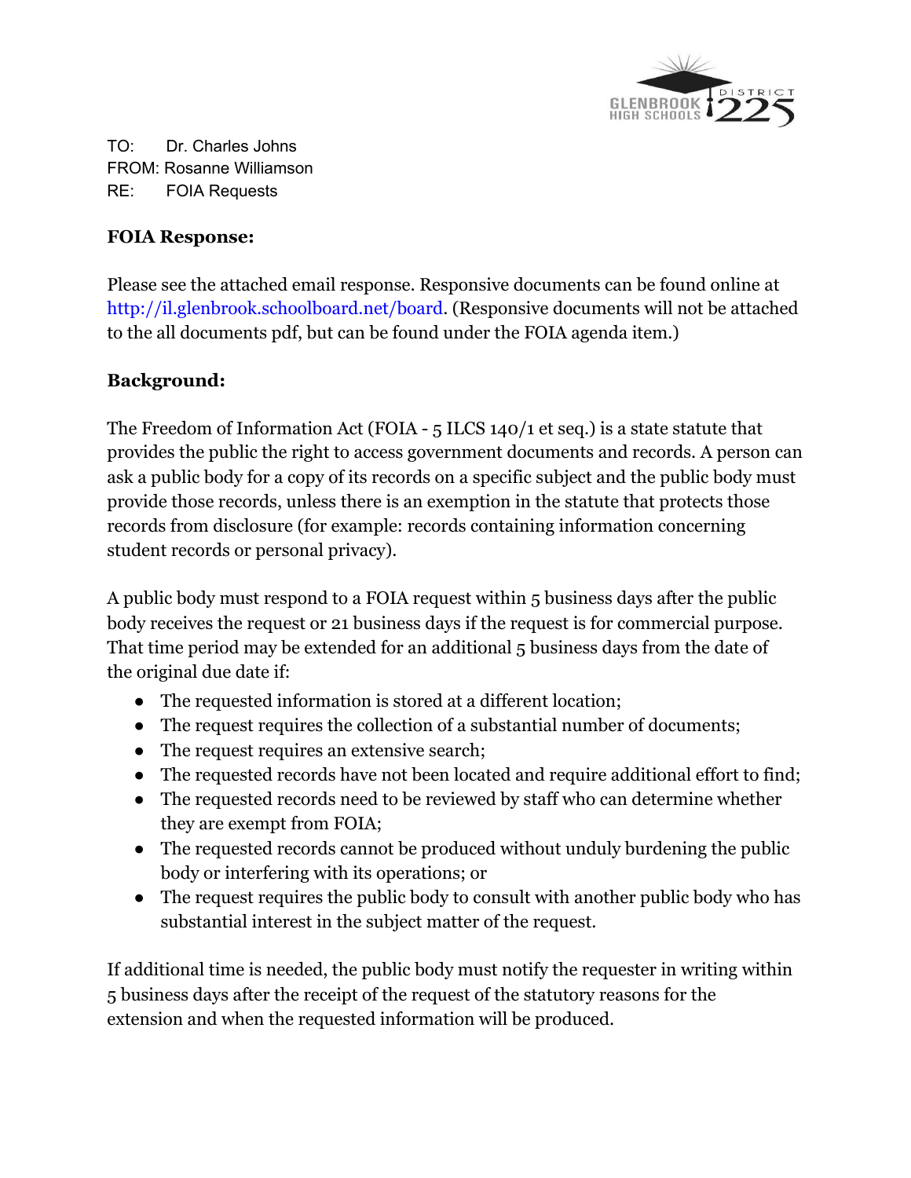TO: Dr. Charles Johns
FROM: Rosanne Williamson
RE: FOIA Requests

**FOIA Response:**

Please see the attached email response. Responsive documents can be found online at http://il.glenbrook.schoolboard.net/board. (Responsive documents will not be attached to the all documents pdf, but can be found under the FOIA agenda item.)

**Background:**

The Freedom of Information Act (FOIA - 5 ILCS 140/1 et seq.) is a state statute that provides the public the right to access government documents and records. A person can ask a public body for a copy of its records on a specific subject and the public body must provide those records, unless there is an exemption in the statute that protects those records from disclosure (for example: records containing information concerning student records or personal privacy).

A public body must respond to a FOIA request within 5 business days after the public body receives the request or 21 business days if the request is for commercial purpose. That time period may be extended for an additional 5 business days from the date of the original due date if:

- The requested information is stored at a different location;
- The request requires the collection of a substantial number of documents;
- The request requires an extensive search;
- The requested records have not been located and require additional effort to find;
- The requested records need to be reviewed by staff who can determine whether they are exempt from FOIA;
- The requested records cannot be produced without unduly burdening the public body or interfering with its operations; or
- The request requires the public body to consult with another public body who has substantial interest in the subject matter of the request.

If additional time is needed, the public body must notify the requester in writing within 5 business days after the receipt of the request of the statutory reasons for the extension and when the requested information will be produced.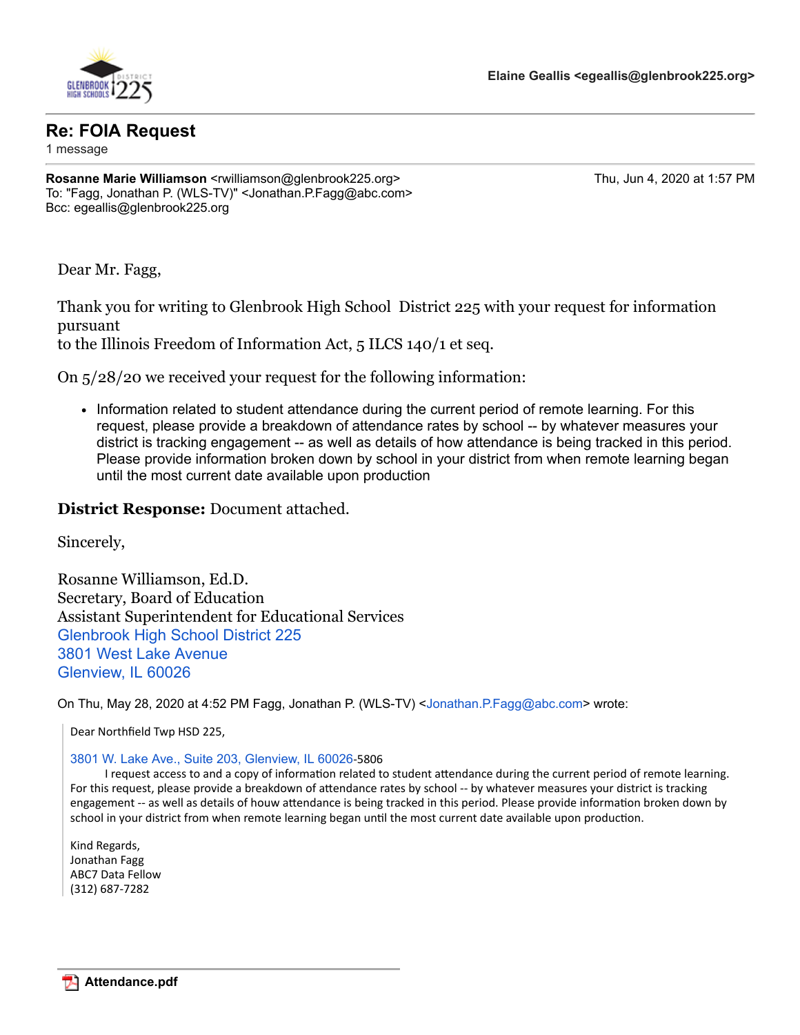Elaine Geallis <egeallis@glenbrook225.org>

# Re: FOIA Request

1 message

**Rosanne Marie Williamson** <rwilliamson@glenbrook225.org>	Thu, Jun 4, 2020 at 1:57 PM
To: "Fagg, Jonathan P. (WLS-TV)" <Jonathan.P.Fagg@abc.com>
Bcc: egeallis@glenbrook225.org

Dear Mr. Fagg,

Thank you for writing to Glenbrook High School District 225 with your request for information pursuant
to the Illinois Freedom of Information Act, 5 ILCS 140/1 et seq.

On 5/28/20 we received your request for the following information:

- Information related to student attendance during the current period of remote learning. For this request, please provide a breakdown of attendance rates by school -- by whatever measures your district is tracking engagement -- as well as details of how attendance is being tracked in this period. Please provide information broken down by school in your district from when remote learning began until the most current date available upon production

**District Response:** Document attached.

Sincerely,

Rosanne Williamson, Ed.D.
Secretary, Board of Education
Assistant Superintendent for Educational Services
Glenbrook High School District 225
3801 West Lake Avenue
Glenview, IL 60026

On Thu, May 28, 2020 at 4:52 PM Fagg, Jonathan P. (WLS-TV) <Jonathan.P.Fagg@abc.com> wrote:

> Dear Northfield Twp HSD 225,
>
> 3801 W. Lake Ave., Suite 203, Glenview, IL 60026-5806
> I request access to and a copy of information related to student attendance during the current period of remote learning. For this request, please provide a breakdown of attendance rates by school -- by whatever measures your district is tracking engagement -- as well as details of houw attendance is being tracked in this period. Please provide information broken down by school in your district from when remote learning began until the most current date available upon production.
>
> Kind Regards,
> Jonathan Fagg
> ABC7 Data Fellow
> (312) 687-7282

**Attendance.pdf**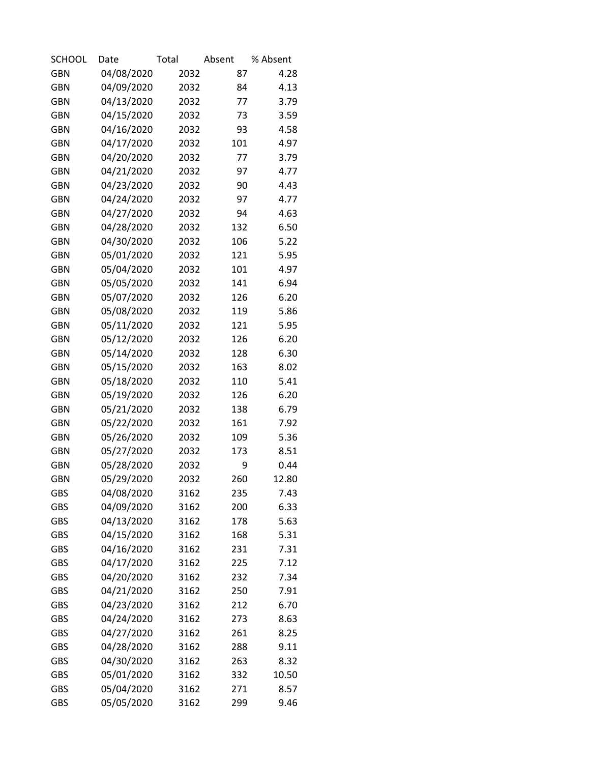| SCHOOL | Date | Total | Absent | % Absent |
|---|---|---|---|---|
| GBN | 04/08/2020 | 2032 | 87 | 4.28 |
| GBN | 04/09/2020 | 2032 | 84 | 4.13 |
| GBN | 04/13/2020 | 2032 | 77 | 3.79 |
| GBN | 04/15/2020 | 2032 | 73 | 3.59 |
| GBN | 04/16/2020 | 2032 | 93 | 4.58 |
| GBN | 04/17/2020 | 2032 | 101 | 4.97 |
| GBN | 04/20/2020 | 2032 | 77 | 3.79 |
| GBN | 04/21/2020 | 2032 | 97 | 4.77 |
| GBN | 04/23/2020 | 2032 | 90 | 4.43 |
| GBN | 04/24/2020 | 2032 | 97 | 4.77 |
| GBN | 04/27/2020 | 2032 | 94 | 4.63 |
| GBN | 04/28/2020 | 2032 | 132 | 6.50 |
| GBN | 04/30/2020 | 2032 | 106 | 5.22 |
| GBN | 05/01/2020 | 2032 | 121 | 5.95 |
| GBN | 05/04/2020 | 2032 | 101 | 4.97 |
| GBN | 05/05/2020 | 2032 | 141 | 6.94 |
| GBN | 05/07/2020 | 2032 | 126 | 6.20 |
| GBN | 05/08/2020 | 2032 | 119 | 5.86 |
| GBN | 05/11/2020 | 2032 | 121 | 5.95 |
| GBN | 05/12/2020 | 2032 | 126 | 6.20 |
| GBN | 05/14/2020 | 2032 | 128 | 6.30 |
| GBN | 05/15/2020 | 2032 | 163 | 8.02 |
| GBN | 05/18/2020 | 2032 | 110 | 5.41 |
| GBN | 05/19/2020 | 2032 | 126 | 6.20 |
| GBN | 05/21/2020 | 2032 | 138 | 6.79 |
| GBN | 05/22/2020 | 2032 | 161 | 7.92 |
| GBN | 05/26/2020 | 2032 | 109 | 5.36 |
| GBN | 05/27/2020 | 2032 | 173 | 8.51 |
| GBN | 05/28/2020 | 2032 | 9 | 0.44 |
| GBN | 05/29/2020 | 2032 | 260 | 12.80 |
| GBS | 04/08/2020 | 3162 | 235 | 7.43 |
| GBS | 04/09/2020 | 3162 | 200 | 6.33 |
| GBS | 04/13/2020 | 3162 | 178 | 5.63 |
| GBS | 04/15/2020 | 3162 | 168 | 5.31 |
| GBS | 04/16/2020 | 3162 | 231 | 7.31 |
| GBS | 04/17/2020 | 3162 | 225 | 7.12 |
| GBS | 04/20/2020 | 3162 | 232 | 7.34 |
| GBS | 04/21/2020 | 3162 | 250 | 7.91 |
| GBS | 04/23/2020 | 3162 | 212 | 6.70 |
| GBS | 04/24/2020 | 3162 | 273 | 8.63 |
| GBS | 04/27/2020 | 3162 | 261 | 8.25 |
| GBS | 04/28/2020 | 3162 | 288 | 9.11 |
| GBS | 04/30/2020 | 3162 | 263 | 8.32 |
| GBS | 05/01/2020 | 3162 | 332 | 10.50 |
| GBS | 05/04/2020 | 3162 | 271 | 8.57 |
| GBS | 05/05/2020 | 3162 | 299 | 9.46 |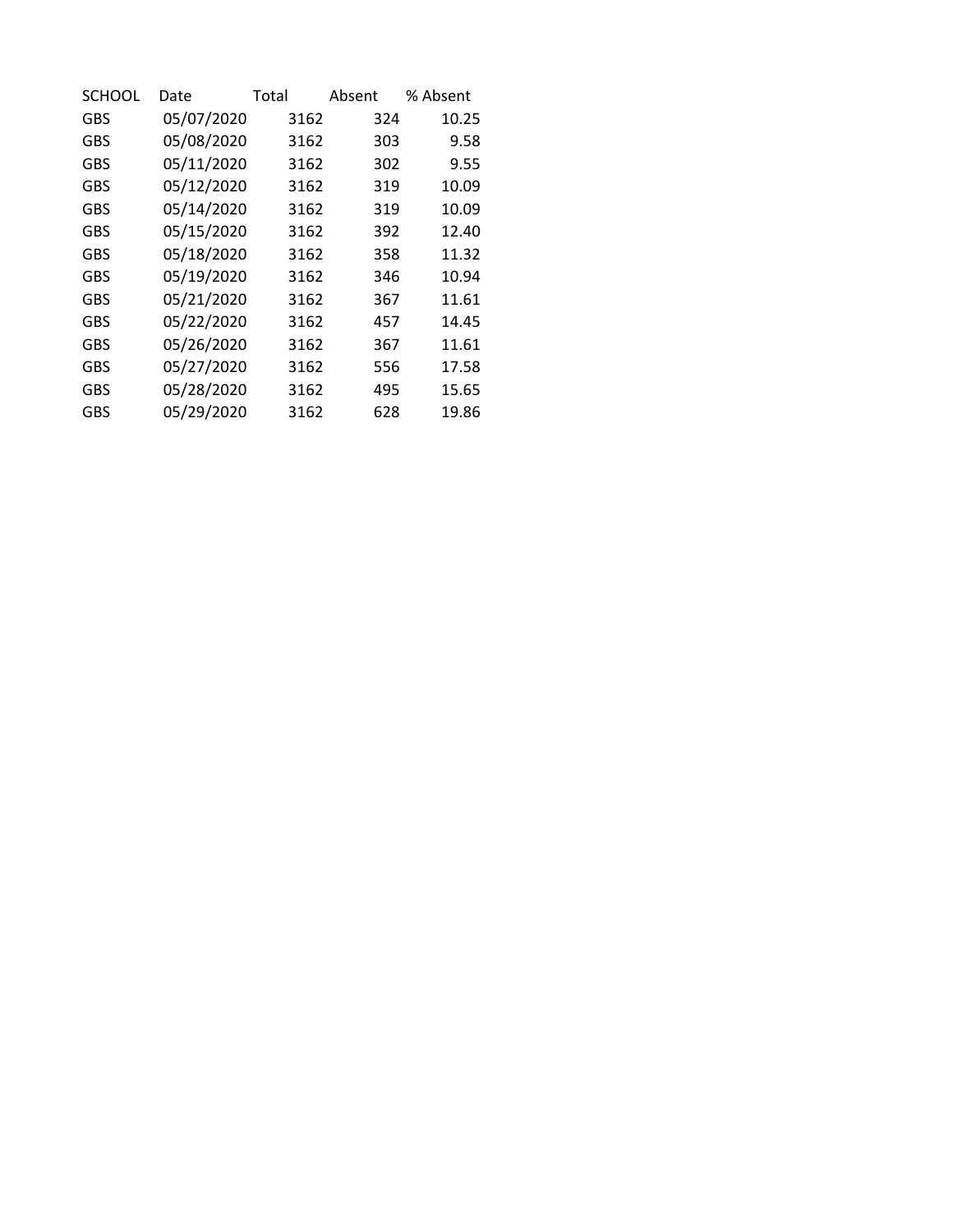| SCHOOL | Date | Total | Absent | % Absent |
|---|---|---|---|---|
| GBS | 05/07/2020 | 3162 | 324 | 10.25 |
| GBS | 05/08/2020 | 3162 | 303 | 9.58 |
| GBS | 05/11/2020 | 3162 | 302 | 9.55 |
| GBS | 05/12/2020 | 3162 | 319 | 10.09 |
| GBS | 05/14/2020 | 3162 | 319 | 10.09 |
| GBS | 05/15/2020 | 3162 | 392 | 12.40 |
| GBS | 05/18/2020 | 3162 | 358 | 11.32 |
| GBS | 05/19/2020 | 3162 | 346 | 10.94 |
| GBS | 05/21/2020 | 3162 | 367 | 11.61 |
| GBS | 05/22/2020 | 3162 | 457 | 14.45 |
| GBS | 05/26/2020 | 3162 | 367 | 11.61 |
| GBS | 05/27/2020 | 3162 | 556 | 17.58 |
| GBS | 05/28/2020 | 3162 | 495 | 15.65 |
| GBS | 05/29/2020 | 3162 | 628 | 19.86 |